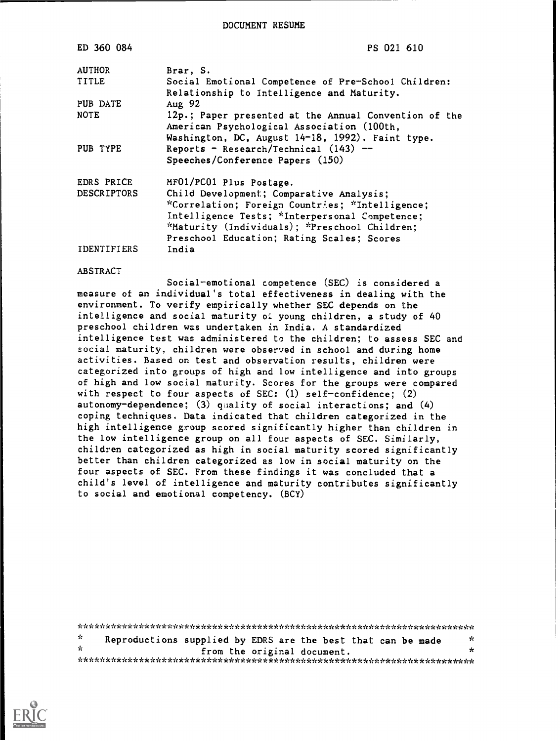# DOCUMENT RESUME

ED 360 084 PS 021 610

| | |
|---|---|
| AUTHOR | Brar, S. |
| TITLE | Social Emotional Competence of Pre-School Children: Relationship to Intelligence and Maturity. |
| PUB DATE | Aug 92 |
| NOTE | 12p.; Paper presented at the Annual Convention of the American Psychological Association (100th, Washington, DC, August 14-18, 1992). Faint type. |
| PUB TYPE | Reports - Research/Technical (143) -- Speeches/Conference Papers (150) |
| EDRS PRICE | MF01/PC01 Plus Postage. |
| DESCRIPTORS | Child Development; Comparative Analysis; *Correlation; Foreign Countries; *Intelligence; Intelligence Tests; *Interpersonal Competence; *Maturity (Individuals); *Preschool Children; Preschool Education; Rating Scales; Scores |
| IDENTIFIERS | India |

## ABSTRACT

Social-emotional competence (SEC) is considered a measure of an individual's total effectiveness in dealing with the environment. To verify empirically whether SEC depends on the intelligence and social maturity of young children, a study of 40 preschool children was undertaken in India. A standardized intelligence test was administered to the children; to assess SEC and social maturity, children were observed in school and during home activities. Based on test and observation results, children were categorized into groups of high and low intelligence and into groups of high and low social maturity. Scores for the groups were compared with respect to four aspects of SEC: (1) self-confidence; (2) autonomy-dependence; (3) quality of social interactions; and (4) coping techniques. Data indicated that children categorized in the high intelligence group scored significantly higher than children in the low intelligence group on all four aspects of SEC. Similarly, children categorized as high in social maturity scored significantly better than children categorized as low in social maturity on the four aspects of SEC. From these findings it was concluded that a child's level of intelligence and maturity contributes significantly to social and emotional competency. (BCY)

***********************************************************************
* Reproductions supplied by EDRS are the best that can be made *
* from the original document. *
***********************************************************************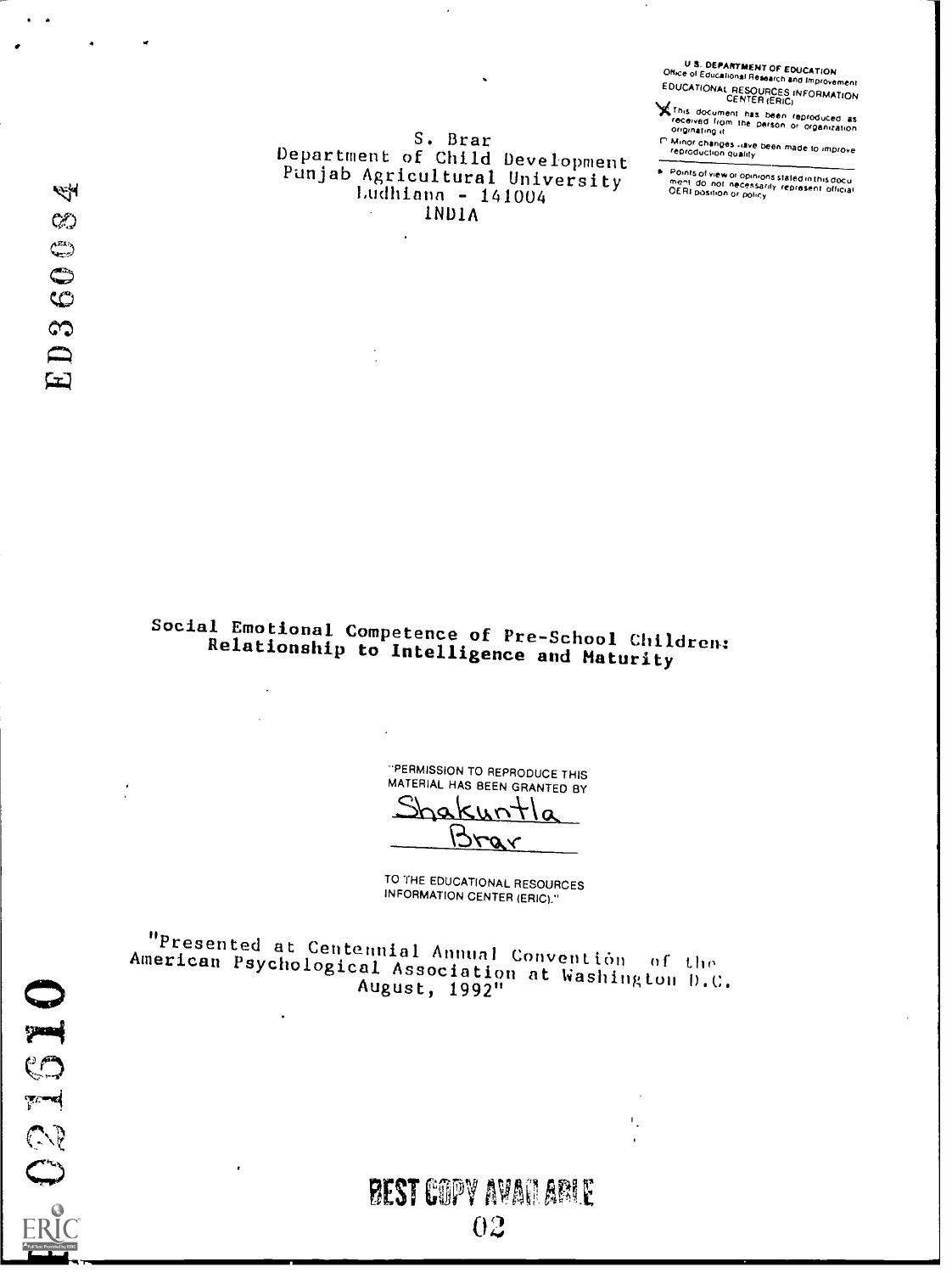U.S. DEPARTMENT OF EDUCATION
Office of Educational Research and Improvement
EDUCATIONAL RESOURCES INFORMATION CENTER (ERIC)

- This document has been reproduced as received from the person or organization originating it
- Minor changes have been made to improve reproduction quality
- Points of view or opinions stated in this document do not necessarily represent official OERI position or policy

S. Brar
Department of Child Development
Punjab Agricultural University
Ludhiana - 141004
INDIA

# Social Emotional Competence of Pre-School Children: Relationship to Intelligence and Maturity

"PERMISSION TO REPRODUCE THIS MATERIAL HAS BEEN GRANTED BY
Shakuntla Brar
TO THE EDUCATIONAL RESOURCES INFORMATION CENTER (ERIC)."

"Presented at Centennial Annual Convention of the American Psychological Association at Washington D.C. August, 1992"

BEST COPY AVAILABLE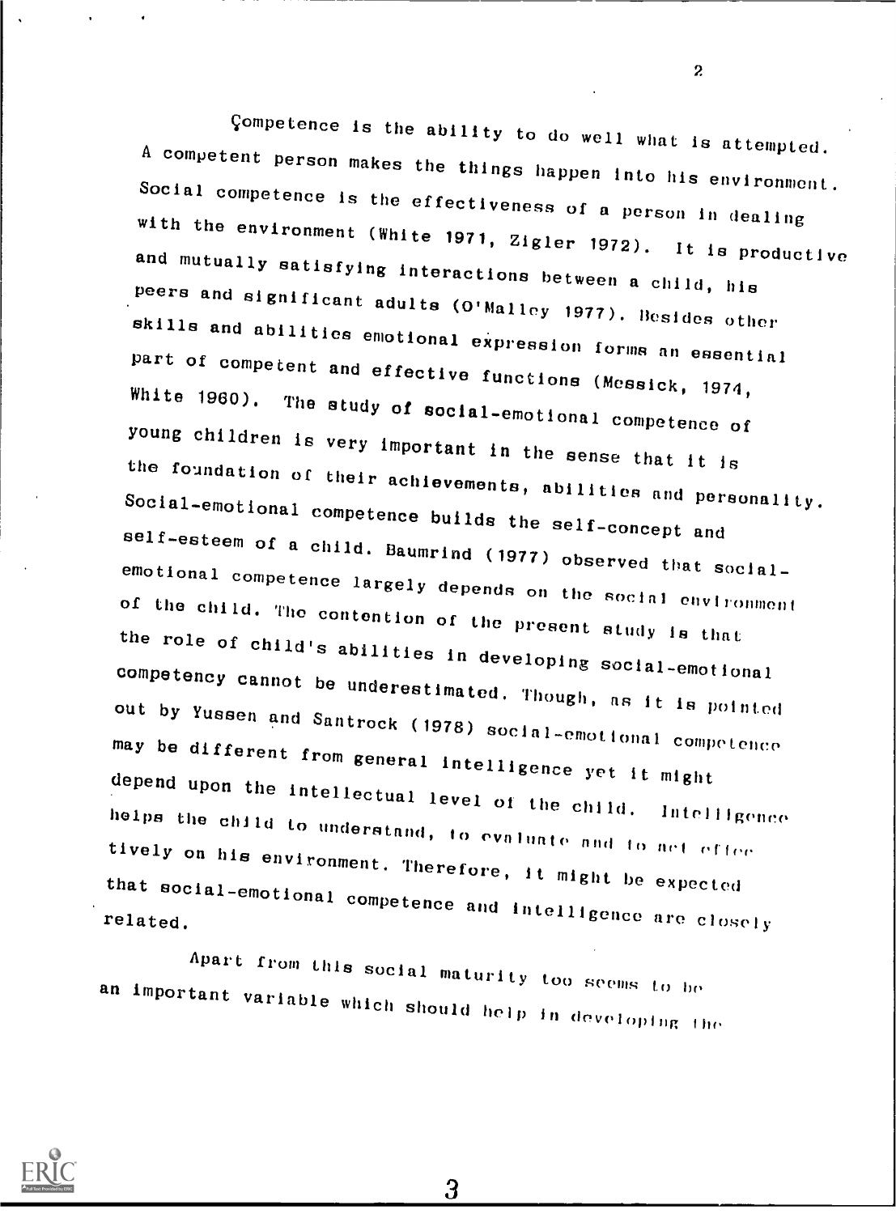Çompetence is the ability to do well what is attempted. A competent person makes the things happen into his environment. Social competence is the effectiveness of a person in dealing with the environment (White 1971, Zigler 1972). It is productive and mutually satisfying interactions between a child, his peers and significant adults (O'Malley 1977). Besides other skills and abilities emotional expression forms an essential part of competent and effective functions (Messick, 1974, White 1960). The study of social-emotional competence of young children is very important in the sense that it is the foundation of their achievements, abilities and personality. Social-emotional competence builds the self-concept and self-esteem of a child. Baumrind (1977) observed that social-emotional competence largely depends on the social environment of the child. The contention of the present study is that the role of child's abilities in developing social-emotional competency cannot be underestimated. Though, as it is pointed out by Yussen and Santrock (1978) social-emotional competence may be different from general intelligence yet it might depend upon the intellectual level of the child. Intelligence helps the child to understand, to evaluate and to act effectively on his environment. Therefore, it might be expected that social-emotional competence and intelligence are closely related.

Apart from this social maturity too seems to be an important variable which should help in developing the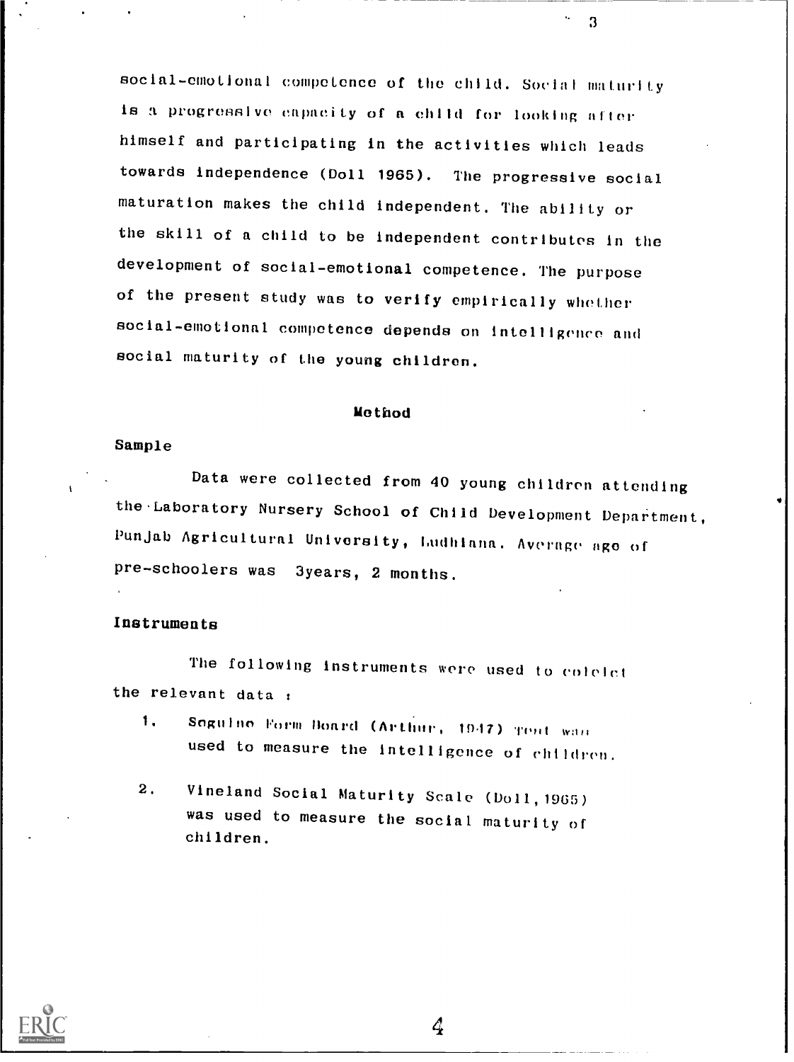social-emotional competence of the child. Social maturity is a progressive capacity of a child for looking after himself and participating in the activities which leads towards independence (Doll 1965). The progressive social maturation makes the child independent. The ability or the skill of a child to be independent contributes in the development of social-emotional competence. The purpose of the present study was to verify empirically whether social-emotional competence depends on intelligence and social maturity of the young children.

## Method

### Sample

Data were collected from 40 young children attending the Laboratory Nursery School of Child Development Department, Punjab Agricultural University, Ludhiana. Average age of pre-schoolers was 3years, 2 months.

### Instruments

The following instruments were used to colelct the relevant data :

1. Seguine Form Board (Arthur, 1947) Test was used to measure the intelligence of children.

2. Vineland Social Maturity Scale (Doll, 1965) was used to measure the social maturity of children.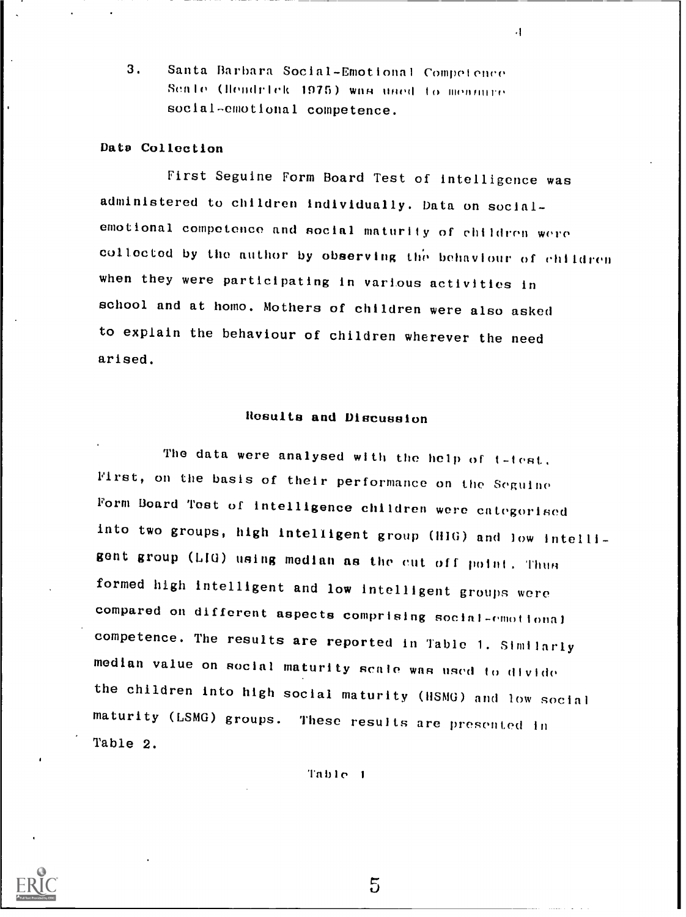3. Santa Barbara Social-Emotional Competence Scale (Hendrick 1975) was used to measure social-emotional competence.

**Data Collection**

First Seguine Form Board Test of intelligence was administered to children individually. Data on social-emotional competence and social maturity of children were collected by the author by observing the behaviour of children when they were participating in various activities in school and at home. Mothers of children were also asked to explain the behaviour of children wherever the need arised.

## Results and Discussion

The data were analysed with the help of t-test. First, on the basis of their performance on the Seguine Form Board Test of intelligence children were categorised into two groups, high intelligent group (HIG) and low intelligent group (LIG) using median as the cut off point. Thus formed high intelligent and low intelligent groups were compared on different aspects comprising social-emotional competence. The results are reported in Table 1. Similarly median value on social maturity scale was used to divide the children into high social maturity (HSMG) and low social maturity (LSMG) groups. These results are presented in Table 2.

Table 1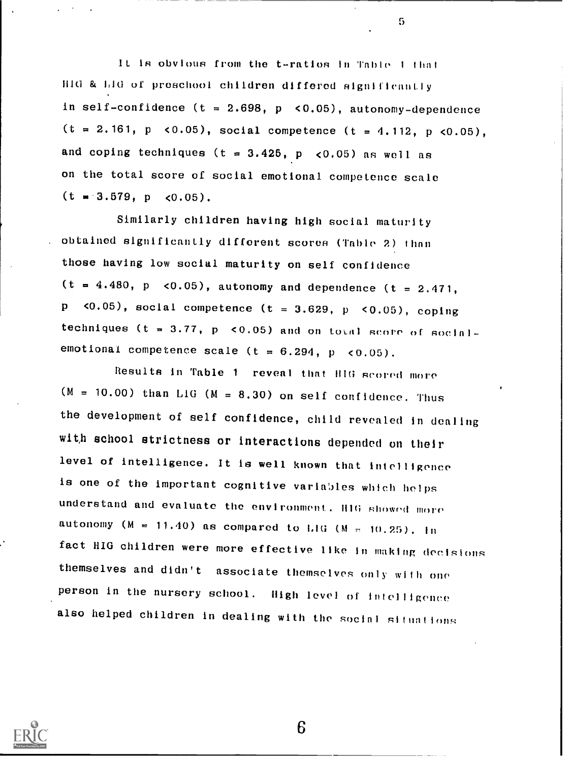It is obvious from the t-ratios in Table 1 that HIG & LIG of preschool children differed significantly in self-confidence ($t = 2.698$, $p < 0.05$), autonomy-dependence ($t = 2.161$, $p < 0.05$), social competence ($t = 4.112$, $p < 0.05$), and coping techniques ($t = 3.425$, $p < 0.05$) as well as on the total score of social emotional competence scale ($t = 3.579$, $p < 0.05$).

Similarly children having high social maturity obtained significantly different scores (Table 2) than those having low social maturity on self confidence ($t = 4.480$, $p < 0.05$), autonomy and dependence ($t = 2.471$, $p < 0.05$), social competence ($t = 3.629$, $p < 0.05$), coping techniques ($t = 3.77$, $p < 0.05$) and on total score of social-emotional competence scale ($t = 6.294$, $p < 0.05$).

Results in Table 1 reveal that HIG scored more ($M = 10.00$) than LIG ($M = 8.30$) on self confidence. Thus the development of self confidence, child revealed in dealing with school strictness or interactions depended on their level of intelligence. It is well known that intelligence is one of the important cognitive variables which helps understand and evaluate the environment. HIG showed more autonomy ($M = 11.40$) as compared to LIG ($M = 10.25$). In fact HIG children were more effective like in making decisions themselves and didn't associate themselves only with one person in the nursery school. High level of intelligence also helped children in dealing with the social situations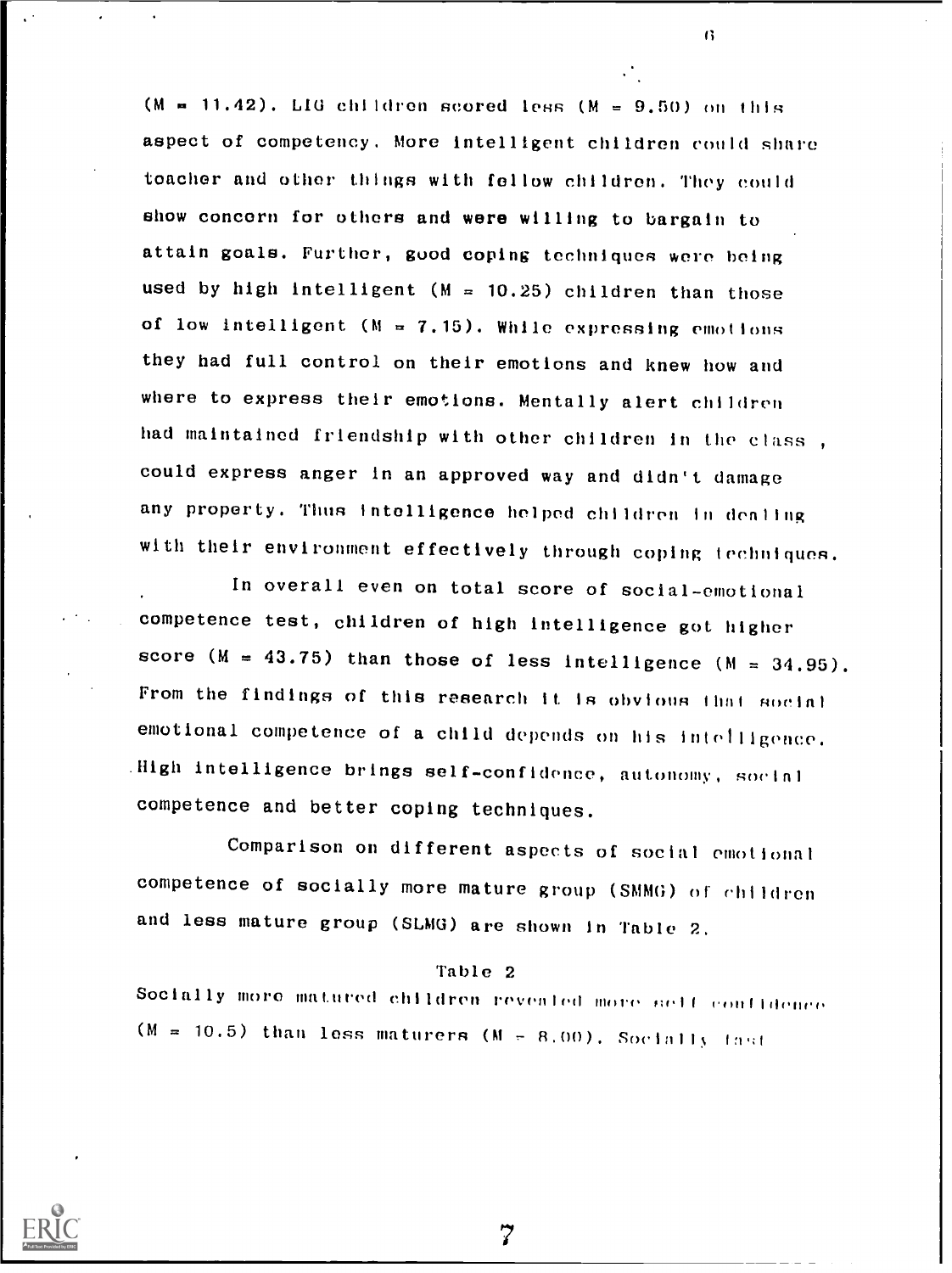(M = 11.42). LIG children scored less (M = 9.50) on this aspect of competency. More intelligent children could share teacher and other things with fellow children. They could show concern for others and were willing to bargain to attain goals. Further, good coping techniques were being used by high intelligent (M = 10.25) children than those of low intelligent (M = 7.15). While expressing emotions they had full control on their emotions and knew how and where to express their emotions. Mentally alert children had maintained friendship with other children in the class , could express anger in an approved way and didn't damage any property. Thus intelligence helped children in dealing with their environment effectively through coping techniques.

In overall even on total score of social-emotional competence test, children of high intelligence got higher score (M = 43.75) than those of less intelligence (M = 34.95). From the findings of this research it is obvious that social emotional competence of a child depends on his intelligence. High intelligence brings self-confidence, autonomy, social competence and better coping techniques.

Comparison on different aspects of social emotional competence of socially more mature group (SMMG) of children and less mature group (SLMG) are shown in Table 2.

Table 2

Socially more matured children revealed more self confidence (M = 10.5) than less maturers (M = 8.00). Socially fast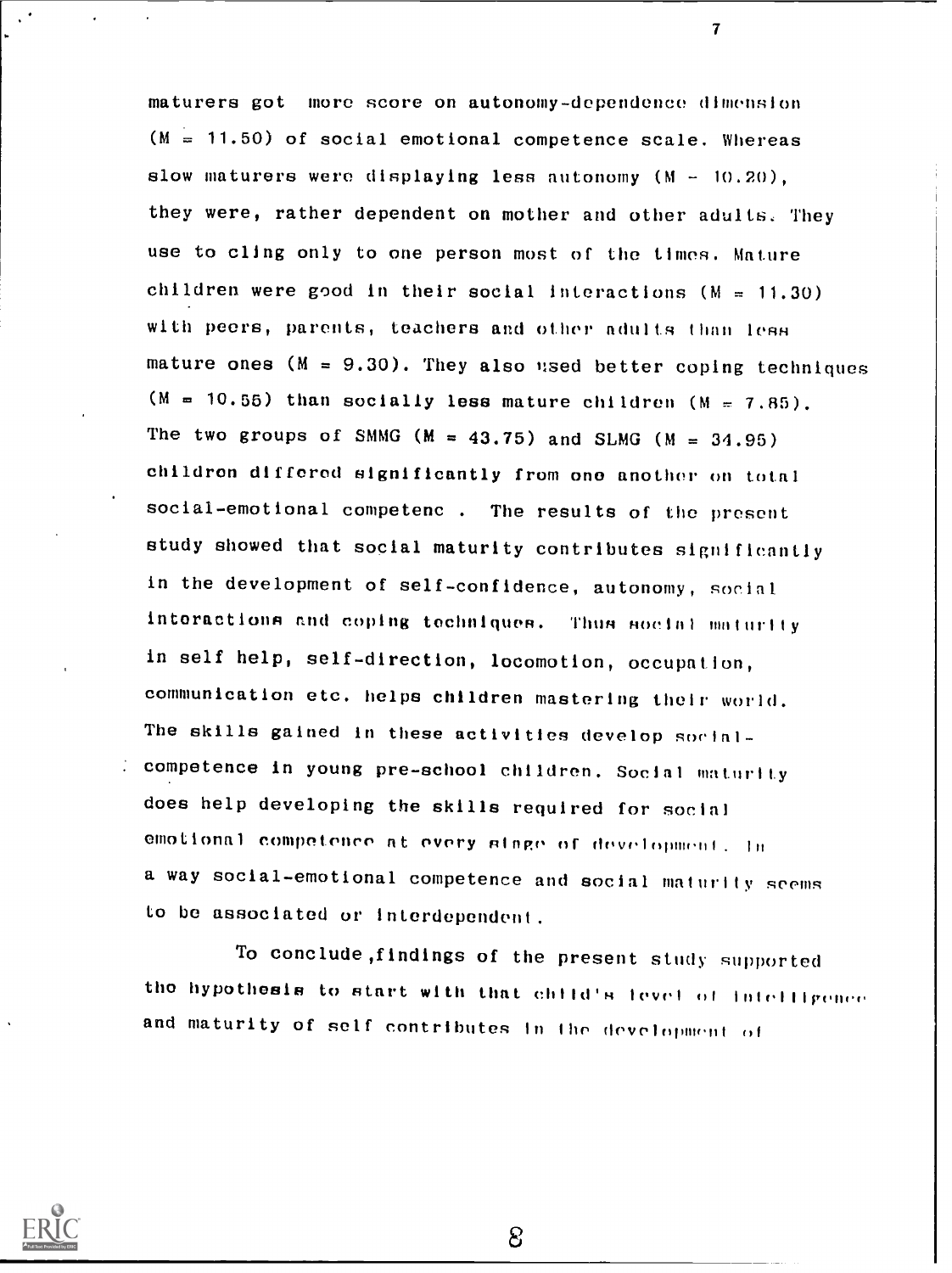maturers got more score on autonomy-dependence dimension ($M = 11.50$) of social emotional competence scale. Whereas slow maturers were displaying less autonomy ($M = 10.20$), they were, rather dependent on mother and other adults. They use to cling only to one person most of the times. Mature children were good in their social interactions ($M = 11.30$) with peers, parents, teachers and other adults than less mature ones ($M = 9.30$). They also used better coping techniques ($M = 10.55$) than socially less mature children ($M = 7.85$). The two groups of SMMG ($M = 43.75$) and SLMG ($M = 34.95$) children differed significantly from one another on total social-emotional competenc . The results of the present study showed that social maturity contributes significantly in the development of self-confidence, autonomy, social interactions and coping techniques. Thus social maturity in self help, self-direction, locomotion, occupation, communication etc. helps children mastering their world. The skills gained in these activities develop social-competence in young pre-school children. Social maturity does help developing the skills required for social emotional competence at every stage of development. In a way social-emotional competence and social maturity seems to be associated or interdependent.

To conclude, findings of the present study supported the hypothesis to start with that child's level of intelligence and maturity of self contributes in the development of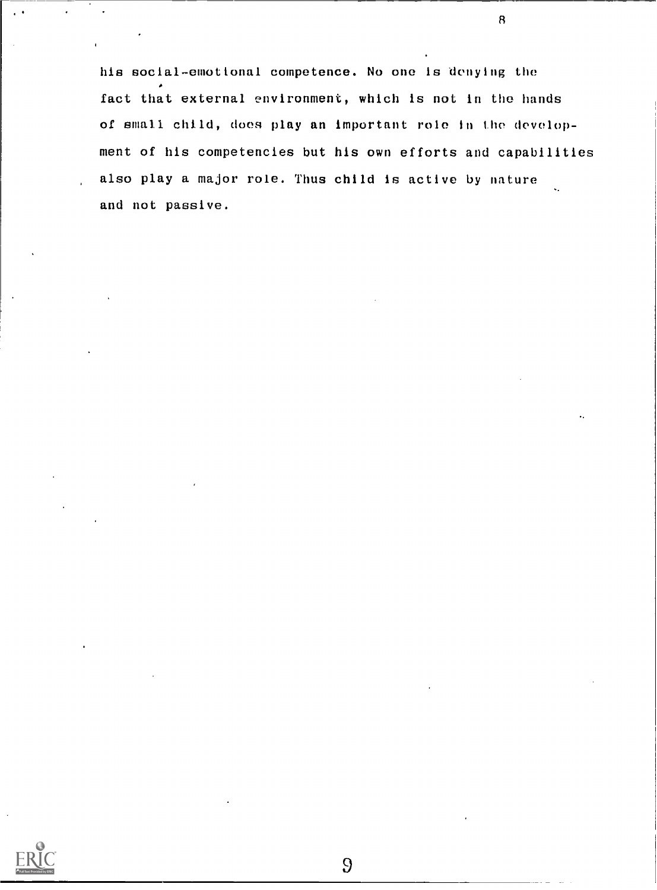his social-emotional competence. No one is denying the fact that external environment, which is not in the hands of small child, does play an important role in the development of his competencies but his own efforts and capabilities also play a major role. Thus child is active by nature and not passive.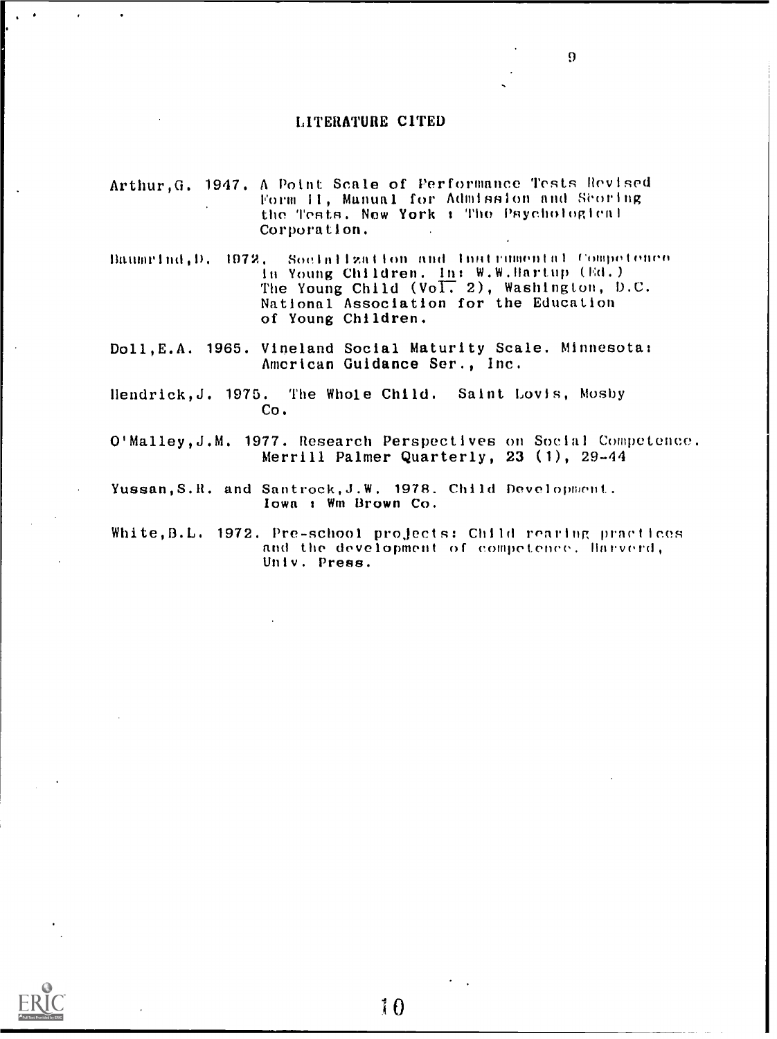## LITERATURE CITED

Arthur,G. 1947. A Point Scale of Performance Tests Revised Form II, Manual for Admission and Scoring the Tests. New York : The Psychological Corporation.

Baumrind,D. 1972. Socialization and Instrumental Competence in Young Children. In: W.W.Hartup (Ed.) The Young Child (Vol. 2), Washington, D.C. National Association for the Education of Young Children.

Doll,E.A. 1965. Vineland Social Maturity Scale. Minnesota: American Guidance Ser., Inc.

Hendrick,J. 1975. The Whole Child. Saint Lovis, Mosby Co.

O'Malley,J.M. 1977. Research Perspectives on Social Competence. Merrill Palmer Quarterly, 23 (1), 29-44

Yussan,S.R. and Santrock,J.W. 1978. Child Development. Iowa : Wm Brown Co.

White,B.L. 1972. Pre-school projects: Child rearing practices and the development of competence. Harverd, Univ. Press.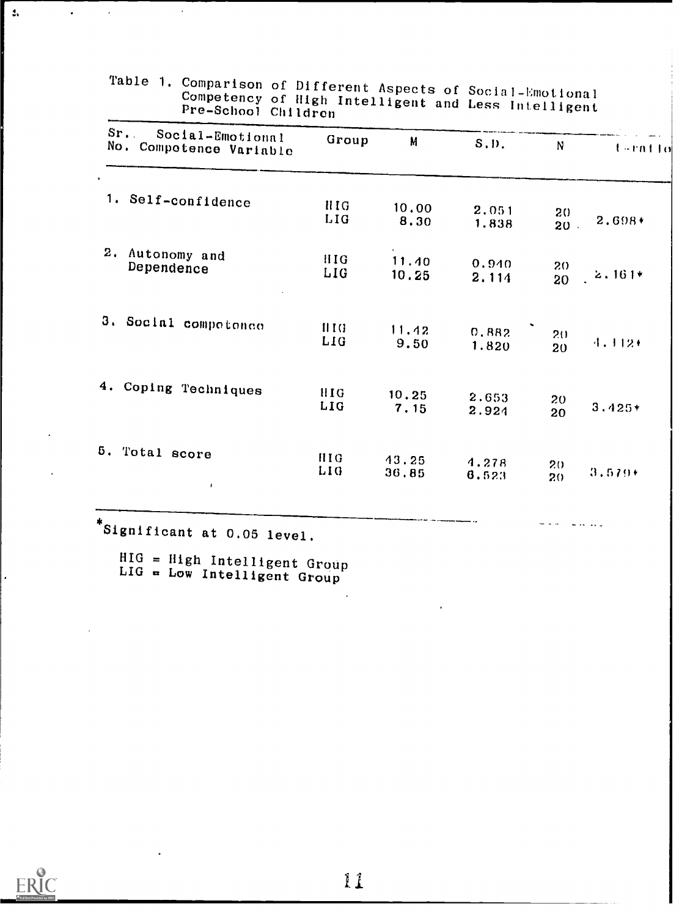Table 1. Comparison of Different Aspects of Social-Emotional Competency of High Intelligent and Less Intelligent Pre-School Children

| Sr. No. | Social-Emotional Competence Variable | Group | M | S.D. | N | t-ratio |
|---|---|---|---|---|---|---|
| 1. | Self-confidence | HIG | 10.00 | 2.051 | 20 | 2.698* |
| | | LIG | 8.30 | 1.838 | 20 | |
| 2. | Autonomy and Dependence | HIG | 11.40 | 0.940 | 20 | 2.161* |
| | | LIG | 10.25 | 2.114 | 20 | |
| 3. | Social competence | HIG | 11.42 | 0.882 | 20 | 4.112* |
| | | LIG | 9.50 | 1.820 | 20 | |
| 4. | Coping Techniques | HIG | 10.25 | 2.653 | 20 | 3.425* |
| | | LIG | 7.15 | 2.924 | 20 | |
| 5. | Total score | HIG | 43.25 | 4.278 | 20 | 3.579* |
| | | LIG | 36.85 | 6.523 | 20 | |

*Significant at 0.05 level.

HIG = High Intelligent Group
LIG = Low Intelligent Group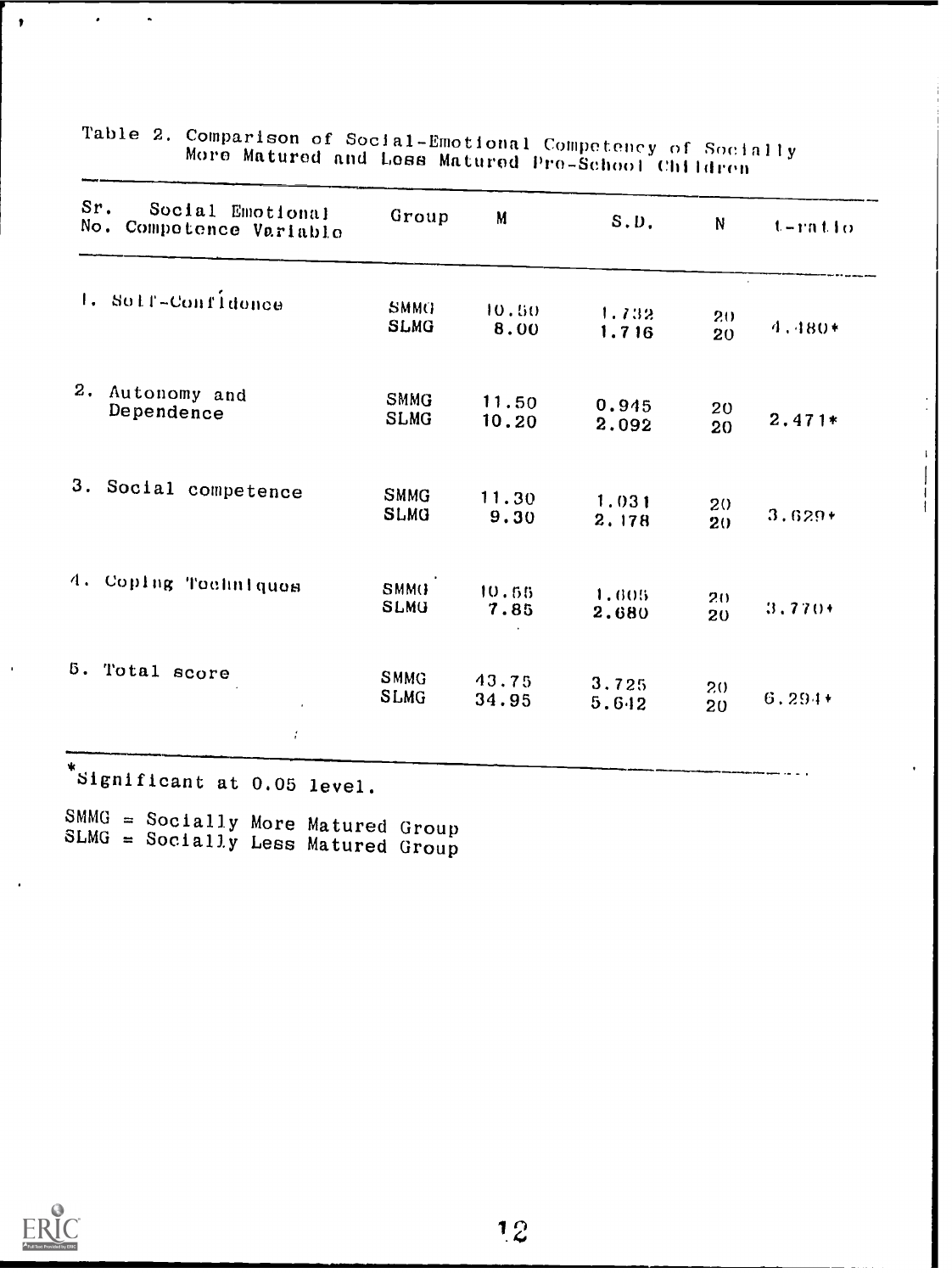Table 2. Comparison of Social-Emotional Competency of Socially More Matured and Less Matured Pre-School Children

| Sr. No. | Social Emotional Competence Variable | Group | M | S.D. | N | t-ratio |
|---|---|---|---|---|---|---|
| 1. | Self-Confidence | SMMG | 10.50 | 1.732 | 20 | 4.480* |
| | | SLMG | 8.00 | 1.716 | 20 | |
| 2. | Autonomy and Dependence | SMMG | 11.50 | 0.945 | 20 | 2.471* |
| | | SLMG | 10.20 | 2.092 | 20 | |
| 3. | Social competence | SMMG | 11.30 | 1.031 | 20 | 3.629* |
| | | SLMG | 9.30 | 2.178 | 20 | |
| 4. | Coping Techniques | SMMG | 10.55 | 1.605 | 20 | 3.770* |
| | | SLMG | 7.85 | 2.680 | 20 | |
| 5. | Total score | SMMG | 43.75 | 3.725 | 20 | 6.294* |
| | | SLMG | 34.95 | 5.642 | 20 | |

*Significant at 0.05 level.

SMMG = Socially More Matured Group
SLMG = Socially Less Matured Group